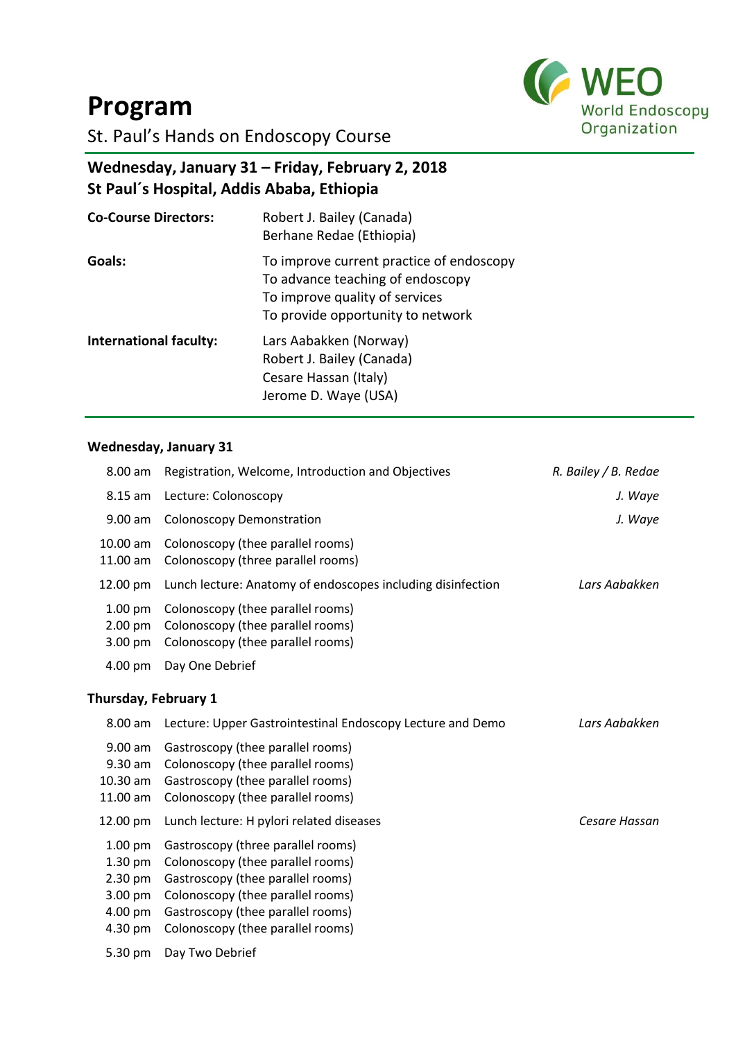# Program

St. Paul's Hands on Endoscopy Course

WEO World Endoscopy Organization

## Wednesday, January 31 – Friday, February 2, 2018
## St Paul´s Hospital, Addis Ababa, Ethiopia

**Co-Course Directors:**
Robert J. Bailey (Canada)
Berhane Redae (Ethiopia)

**Goals:**
To improve current practice of endoscopy
To advance teaching of endoscopy
To improve quality of services
To provide opportunity to network

**International faculty:**
Lars Aabakken (Norway)
Robert J. Bailey (Canada)
Cesare Hassan (Italy)
Jerome D. Waye (USA)

### Wednesday, January 31

| | | |
|---|---|---|
| 8.00 am | Registration, Welcome, Introduction and Objectives | *R. Bailey / B. Redae* |
| 8.15 am | Lecture: Colonoscopy | *J. Waye* |
| 9.00 am | Colonoscopy Demonstration | *J. Waye* |
| 10.00 am | Colonoscopy (thee parallel rooms) | |
| 11.00 am | Colonoscopy (three parallel rooms) | |
| 12.00 pm | Lunch lecture: Anatomy of endoscopes including disinfection | *Lars Aabakken* |
| 1.00 pm | Colonoscopy (thee parallel rooms) | |
| 2.00 pm | Colonoscopy (thee parallel rooms) | |
| 3.00 pm | Colonoscopy (thee parallel rooms) | |
| 4.00 pm | Day One Debrief | |

### Thursday, February 1

| | | |
|---|---|---|
| 8.00 am | Lecture: Upper Gastrointestinal Endoscopy Lecture and Demo | *Lars Aabakken* |
| 9.00 am | Gastroscopy (thee parallel rooms) | |
| 9.30 am | Colonoscopy (thee parallel rooms) | |
| 10.30 am | Gastroscopy (thee parallel rooms) | |
| 11.00 am | Colonoscopy (thee parallel rooms) | |
| 12.00 pm | Lunch lecture: H pylori related diseases | *Cesare Hassan* |
| 1.00 pm | Gastroscopy (three parallel rooms) | |
| 1.30 pm | Colonoscopy (thee parallel rooms) | |
| 2.30 pm | Gastroscopy (thee parallel rooms) | |
| 3.00 pm | Colonoscopy (thee parallel rooms) | |
| 4.00 pm | Gastroscopy (thee parallel rooms) | |
| 4.30 pm | Colonoscopy (thee parallel rooms) | |
| 5.30 pm | Day Two Debrief | |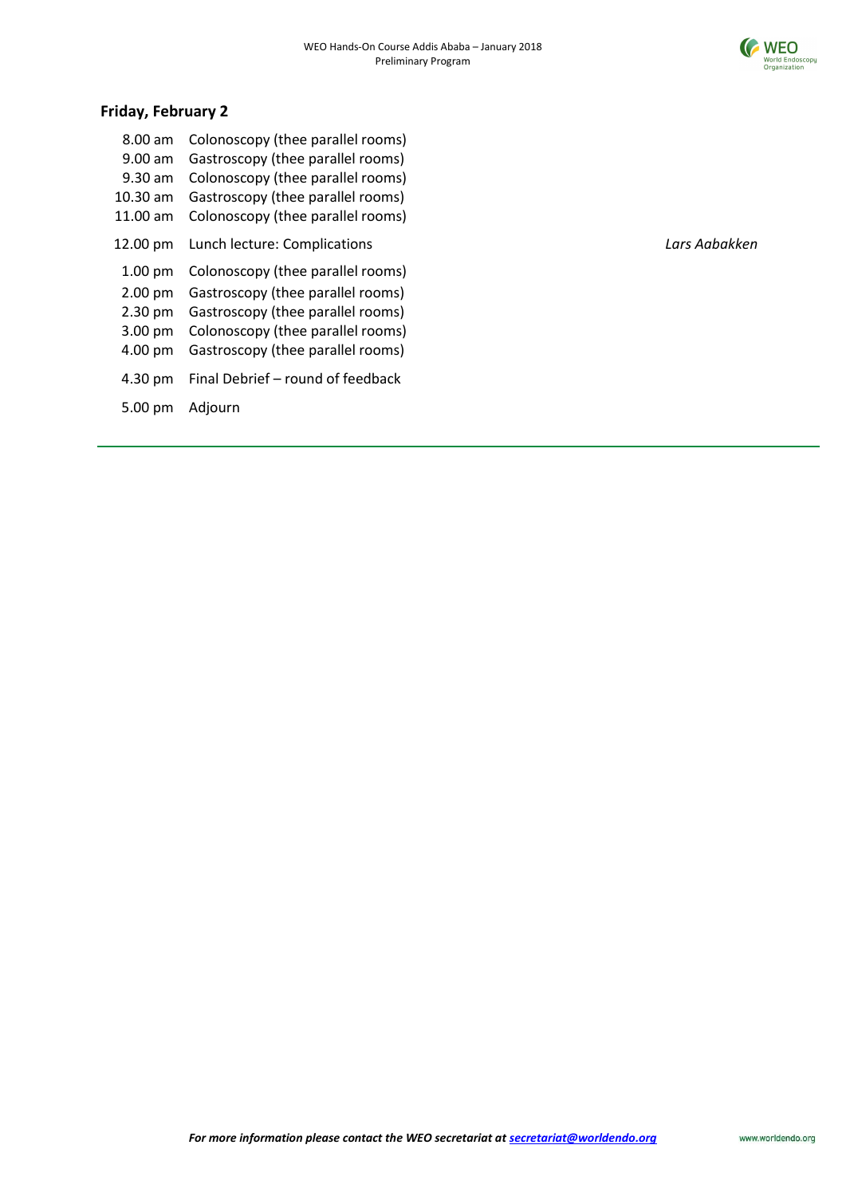## Friday, February 2

| | | |
|---|---|---|
| 8.00 am | Colonoscopy (thee parallel rooms) | |
| 9.00 am | Gastroscopy (thee parallel rooms) | |
| 9.30 am | Colonoscopy (thee parallel rooms) | |
| 10.30 am | Gastroscopy (thee parallel rooms) | |
| 11.00 am | Colonoscopy (thee parallel rooms) | |
| 12.00 pm | Lunch lecture: Complications | *Lars Aabakken* |
| 1.00 pm | Colonoscopy (thee parallel rooms) | |
| 2.00 pm | Gastroscopy (thee parallel rooms) | |
| 2.30 pm | Gastroscopy (thee parallel rooms) | |
| 3.00 pm | Colonoscopy (thee parallel rooms) | |
| 4.00 pm | Gastroscopy (thee parallel rooms) | |
| 4.30 pm | Final Debrief – round of feedback | |
| 5.00 pm | Adjourn | |

***For more information please contact the WEO secretariat at secretariat@worldendo.org***